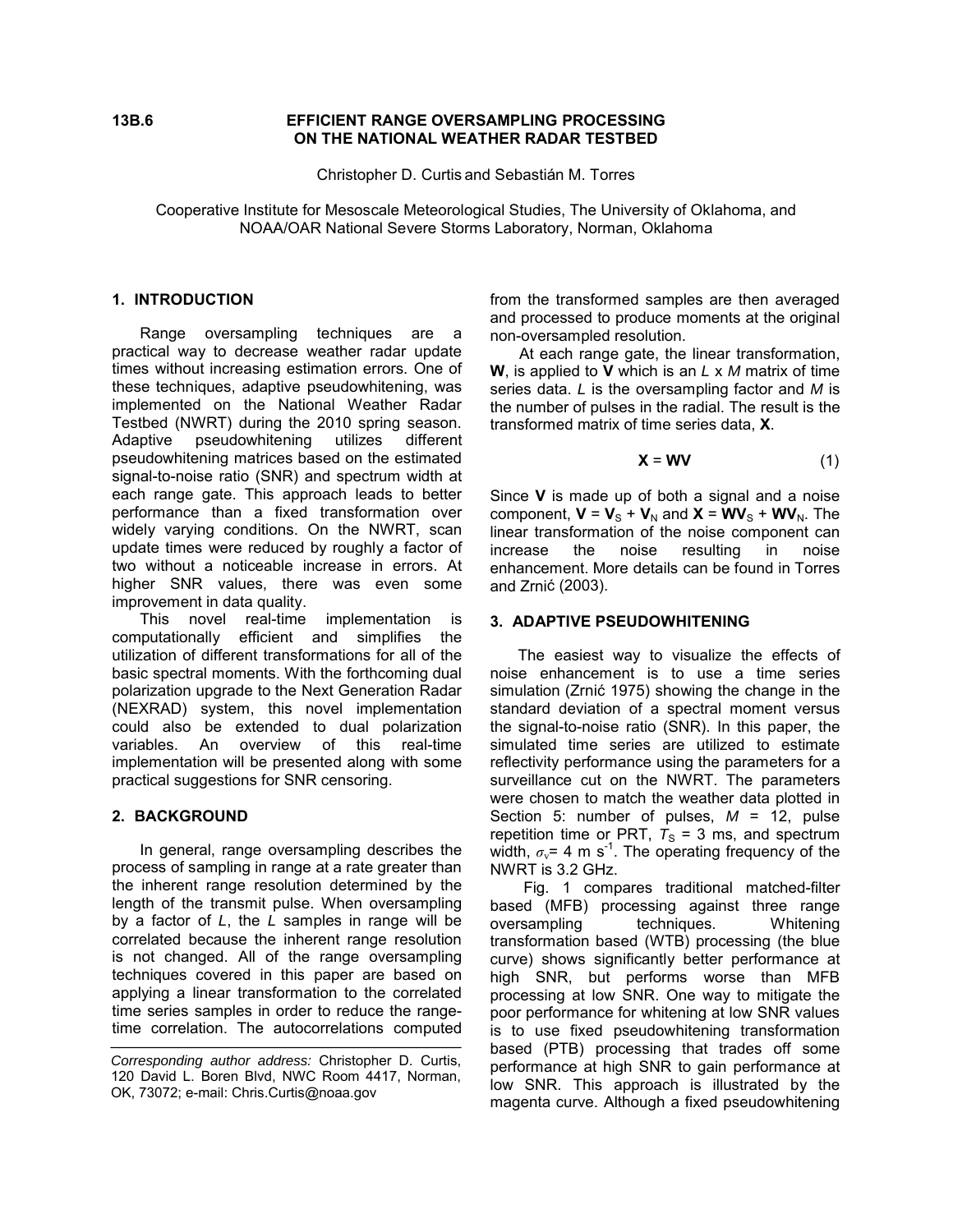**13B.6**

# EFFICIENT RANGE OVERSAMPLING PROCESSING ON THE NATIONAL WEATHER RADAR TESTBED

Christopher D. Curtis and Sebastián M. Torres

Cooperative Institute for Mesoscale Meteorological Studies, The University of Oklahoma, and NOAA/OAR National Severe Storms Laboratory, Norman, Oklahoma

## 1. INTRODUCTION

Range oversampling techniques are a practical way to decrease weather radar update times without increasing estimation errors. One of these techniques, adaptive pseudowhitening, was implemented on the National Weather Radar Testbed (NWRT) during the 2010 spring season. Adaptive pseudowhitening utilizes different pseudowhitening matrices based on the estimated signal-to-noise ratio (SNR) and spectrum width at each range gate. This approach leads to better performance than a fixed transformation over widely varying conditions. On the NWRT, scan update times were reduced by roughly a factor of two without a noticeable increase in errors. At higher SNR values, there was even some improvement in data quality.

This novel real-time implementation is computationally efficient and simplifies the utilization of different transformations for all of the basic spectral moments. With the forthcoming dual polarization upgrade to the Next Generation Radar (NEXRAD) system, this novel implementation could also be extended to dual polarization variables. An overview of this real-time implementation will be presented along with some practical suggestions for SNR censoring.

## 2. BACKGROUND

In general, range oversampling describes the process of sampling in range at a rate greater than the inherent range resolution determined by the length of the transmit pulse. When oversampling by a factor of $L$, the $L$ samples in range will be correlated because the inherent range resolution is not changed. All of the range oversampling techniques covered in this paper are based on applying a linear transformation to the correlated time series samples in order to reduce the range-time correlation. The autocorrelations computed from the transformed samples are then averaged and processed to produce moments at the original non-oversampled resolution.

At each range gate, the linear transformation, $\mathbf{W}$, is applied to $\mathbf{V}$ which is an $L$ x $M$ matrix of time series data. $L$ is the oversampling factor and $M$ is the number of pulses in the radial. The result is the transformed matrix of time series data, $\mathbf{X}$.

$$\mathbf{X} = \mathbf{W}\mathbf{V} \quad (1)$$

Since $\mathbf{V}$ is made up of both a signal and a noise component, $\mathbf{V} = \mathbf{V}_S + \mathbf{V}_N$ and $\mathbf{X} = \mathbf{W}\mathbf{V}_S + \mathbf{W}\mathbf{V}_N$. The linear transformation of the noise component can increase the noise resulting in noise enhancement. More details can be found in Torres and Zrnić (2003).

## 3. ADAPTIVE PSEUDOWHITENING

The easiest way to visualize the effects of noise enhancement is to use a time series simulation (Zrnić 1975) showing the change in the standard deviation of a spectral moment versus the signal-to-noise ratio (SNR). In this paper, the simulated time series are utilized to estimate reflectivity performance using the parameters for a surveillance cut on the NWRT. The parameters were chosen to match the weather data plotted in Section 5: number of pulses, $M$ = 12, pulse repetition time or PRT, $T_S$ = 3 ms, and spectrum width, $\sigma_v$= 4 m s$^{-1}$. The operating frequency of the NWRT is 3.2 GHz.

Fig. 1 compares traditional matched-filter based (MFB) processing against three range oversampling techniques. Whitening transformation based (WTB) processing (the blue curve) shows significantly better performance at high SNR, but performs worse than MFB processing at low SNR. One way to mitigate the poor performance for whitening at low SNR values is to use fixed pseudowhitening transformation based (PTB) processing that trades off some performance at high SNR to gain performance at low SNR. This approach is illustrated by the magenta curve. Although a fixed pseudowhitening

---

*Corresponding author address:* Christopher D. Curtis, 120 David L. Boren Blvd, NWC Room 4417, Norman, OK, 73072; e-mail: Chris.Curtis@noaa.gov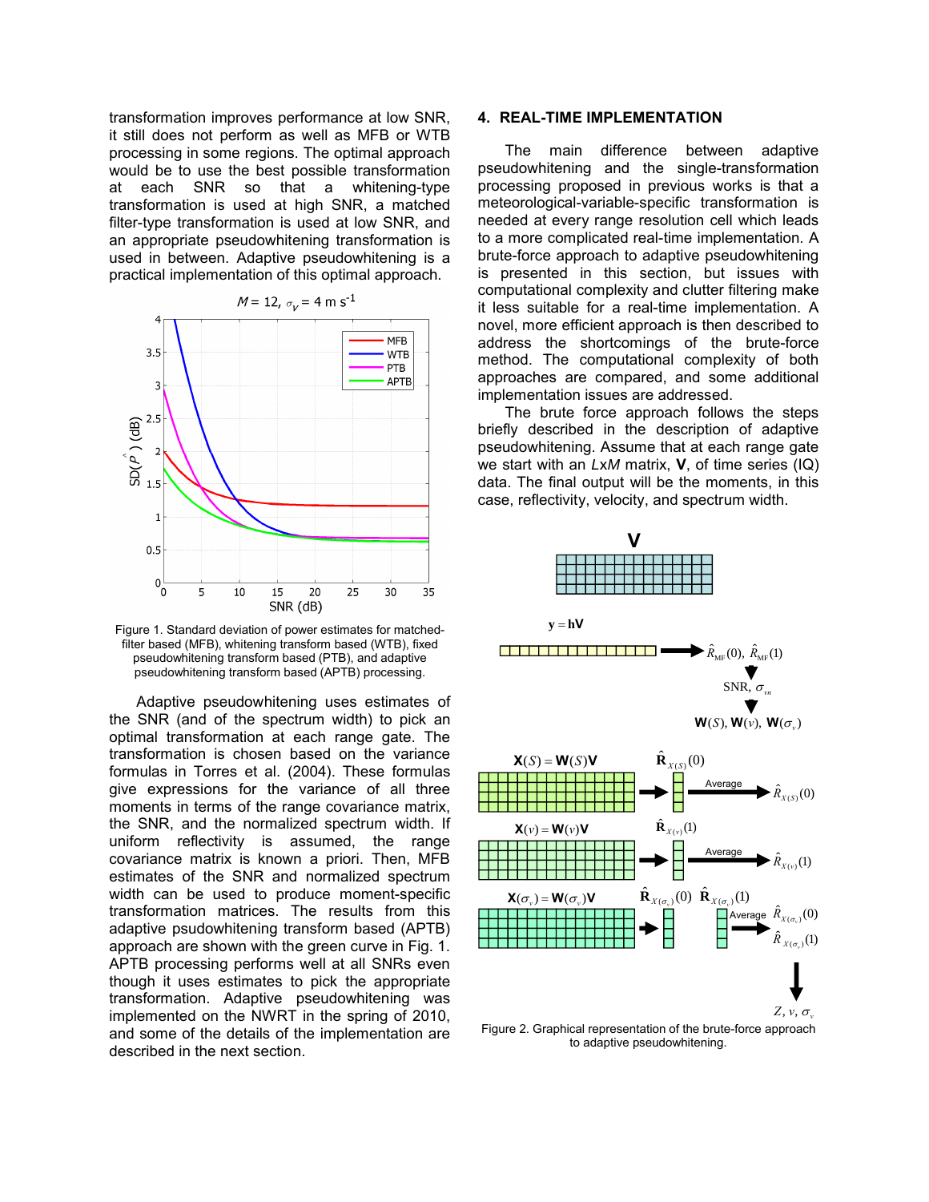transformation improves performance at low SNR, it still does not perform as well as MFB or WTB processing in some regions. The optimal approach would be to use the best possible transformation at each SNR so that a whitening-type transformation is used at high SNR, a matched filter-type transformation is used at low SNR, and an appropriate pseudowhitening transformation is used in between. Adaptive pseudowhitening is a practical implementation of this optimal approach.

Figure 1. Standard deviation of power estimates for matched-filter based (MFB), whitening transform based (WTB), fixed pseudowhitening transform based (PTB), and adaptive pseudowhitening transform based (APTB) processing.

Adaptive pseudowhitening uses estimates of the SNR (and of the spectrum width) to pick an optimal transformation at each range gate. The transformation is chosen based on the variance formulas in Torres et al. (2004). These formulas give expressions for the variance of all three moments in terms of the range covariance matrix, the SNR, and the normalized spectrum width. If uniform reflectivity is assumed, the range covariance matrix is known a priori. Then, MFB estimates of the SNR and normalized spectrum width can be used to produce moment-specific transformation matrices. The results from this adaptive psudowhitening transform based (APTB) approach are shown with the green curve in Fig. 1. APTB processing performs well at all SNRs even though it uses estimates to pick the appropriate transformation. Adaptive pseudowhitening was implemented on the NWRT in the spring of 2010, and some of the details of the implementation are described in the next section.

## 4. REAL-TIME IMPLEMENTATION

The main difference between adaptive pseudowhitening and the single-transformation processing proposed in previous works is that a meteorological-variable-specific transformation is needed at every range resolution cell which leads to a more complicated real-time implementation. A brute-force approach to adaptive pseudowhitening is presented in this section, but issues with computational complexity and clutter filtering make it less suitable for a real-time implementation. A novel, more efficient approach is then described to address the shortcomings of the brute-force method. The computational complexity of both approaches are compared, and some additional implementation issues are addressed.

The brute force approach follows the steps briefly described in the description of adaptive pseudowhitening. Assume that at each range gate we start with an $L$x$M$ matrix, $\mathbf{V}$, of time series (IQ) data. The final output will be the moments, in this case, reflectivity, velocity, and spectrum width.

Figure 2. Graphical representation of the brute-force approach to adaptive pseudowhitening.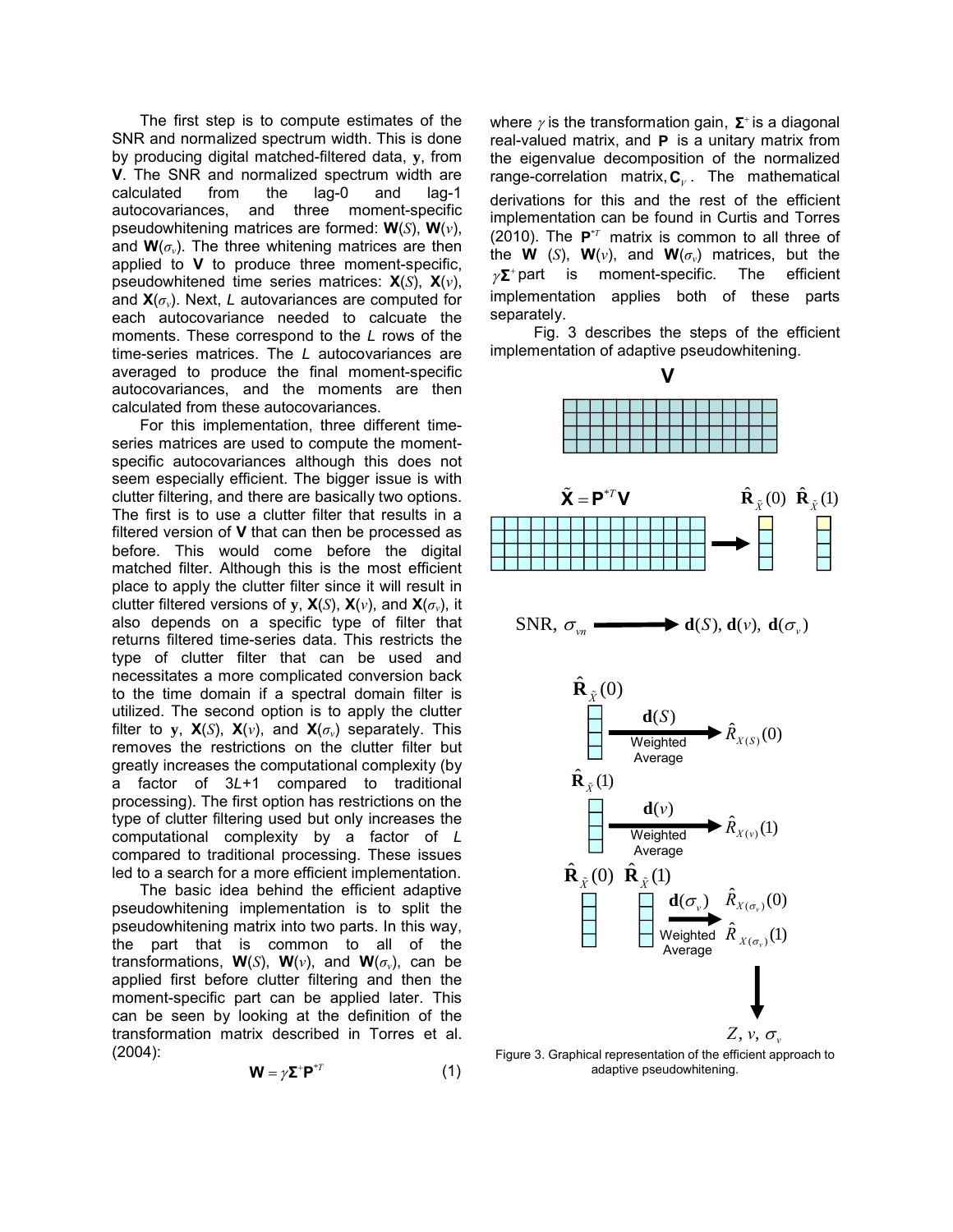The first step is to compute estimates of the SNR and normalized spectrum width. This is done by producing digital matched-filtered data, $\mathbf{y}$, from $\mathbf{V}$. The SNR and normalized spectrum width are calculated from the lag-0 and lag-1 autocovariances, and three moment-specific pseudowhitening matrices are formed: $\mathbf{W}(S)$, $\mathbf{W}(v)$, and $\mathbf{W}(\sigma_v)$. The three whitening matrices are then applied to $\mathbf{V}$ to produce three moment-specific, pseudowhitened time series matrices: $\mathbf{X}(S)$, $\mathbf{X}(v)$, and $\mathbf{X}(\sigma_v)$. Next, $L$ autovariances are computed for each autocovariance needed to calcuate the moments. These correspond to the $L$ rows of the time-series matrices. The $L$ autocovariances are averaged to produce the final moment-specific autocovariances, and the moments are then calculated from these autocovariances.

For this implementation, three different time-series matrices are used to compute the moment-specific autocovariances although this does not seem especially efficient. The bigger issue is with clutter filtering, and there are basically two options. The first is to use a clutter filter that results in a filtered version of $\mathbf{V}$ that can then be processed as before. This would come before the digital matched filter. Although this is the most efficient place to apply the clutter filter since it will result in clutter filtered versions of $\mathbf{y}$, $\mathbf{X}(S)$, $\mathbf{X}(v)$, and $\mathbf{X}(\sigma_v)$, it also depends on a specific type of filter that returns filtered time-series data. This restricts the type of clutter filter that can be used and necessitates a more complicated conversion back to the time domain if a spectral domain filter is utilized. The second option is to apply the clutter filter to $\mathbf{y}$, $\mathbf{X}(S)$, $\mathbf{X}(v)$, and $\mathbf{X}(\sigma_v)$ separately. This removes the restrictions on the clutter filter but greatly increases the computational complexity (by a factor of $3L+1$ compared to traditional processing). The first option has restrictions on the type of clutter filtering used but only increases the computational complexity by a factor of $L$ compared to traditional processing. These issues led to a search for a more efficient implementation.

The basic idea behind the efficient adaptive pseudowhitening implementation is to split the pseudowhitening matrix into two parts. In this way, the part that is common to all of the transformations, $\mathbf{W}(S)$, $\mathbf{W}(v)$, and $\mathbf{W}(\sigma_v)$, can be applied first before clutter filtering and then the moment-specific part can be applied later. This can be seen by looking at the definition of the transformation matrix described in Torres et al. (2004):

$$\mathbf{W} = \gamma \mathbf{\Sigma}^{+} \mathbf{P}^{*T} \qquad (1)$$

where $\gamma$ is the transformation gain, $\mathbf{\Sigma}^{+}$ is a diagonal real-valued matrix, and $\mathbf{P}$ is a unitary matrix from the eigenvalue decomposition of the normalized range-correlation matrix, $\mathbf{C}_V$. The mathematical derivations for this and the rest of the efficient implementation can be found in Curtis and Torres (2010). The $\mathbf{P}^{*T}$ matrix is common to all three of the $\mathbf{W}(S)$, $\mathbf{W}(v)$, and $\mathbf{W}(\sigma_v)$ matrices, but the $\gamma\mathbf{\Sigma}^{+}$ part is moment-specific. The efficient implementation applies both of these parts separately.

Fig. 3 describes the steps of the efficient implementation of adaptive pseudowhitening.

Figure 3. Graphical representation of the efficient approach to adaptive pseudowhitening.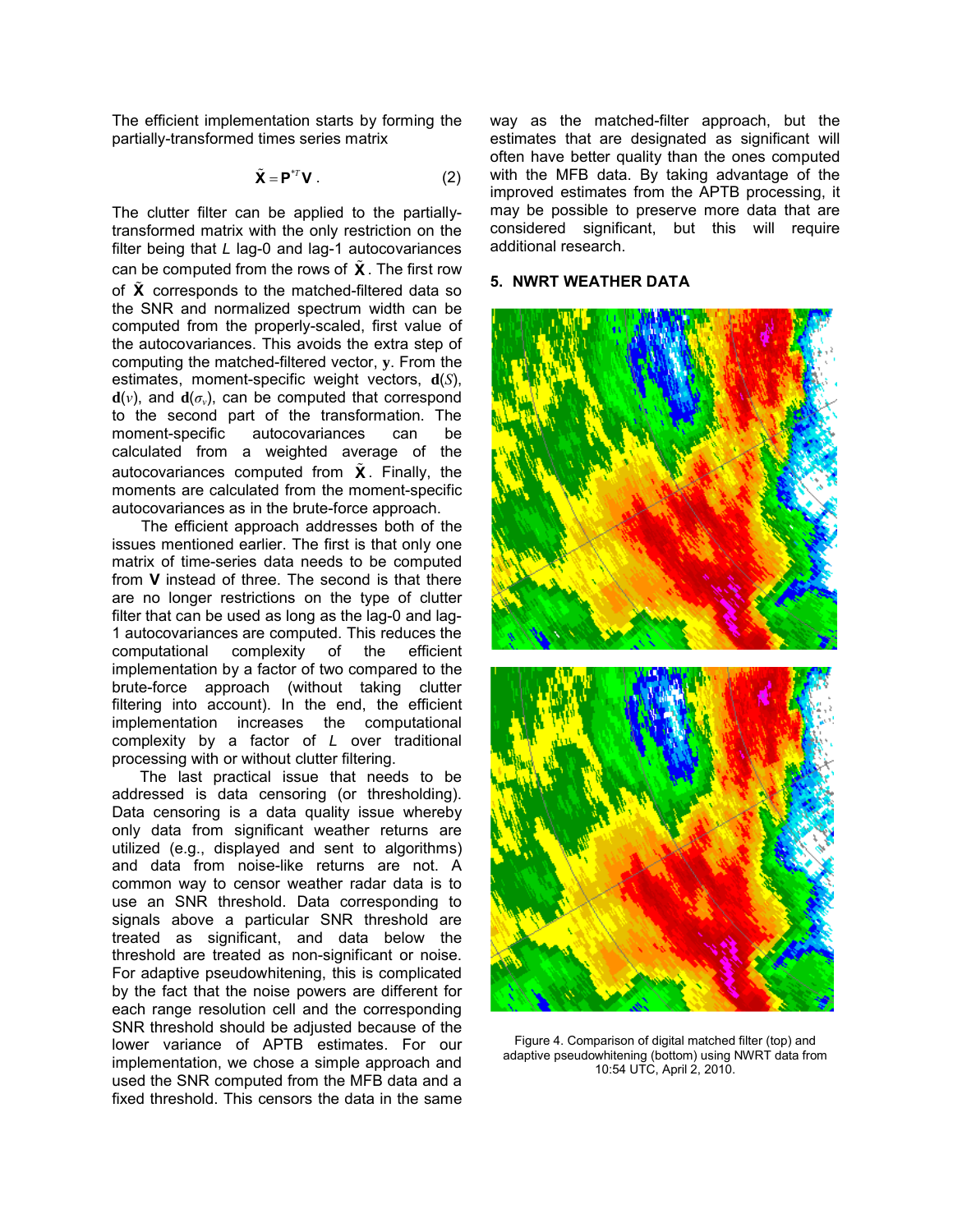The efficient implementation starts by forming the partially-transformed times series matrix

$$\tilde{\mathbf{X}} = \mathbf{P}^{*T}\mathbf{V} . \tag{2}$$

The clutter filter can be applied to the partially-transformed matrix with the only restriction on the filter being that $L$ lag-0 and lag-1 autocovariances can be computed from the rows of $\tilde{\mathbf{X}}$. The first row of $\tilde{\mathbf{X}}$ corresponds to the matched-filtered data so the SNR and normalized spectrum width can be computed from the properly-scaled, first value of the autocovariances. This avoids the extra step of computing the matched-filtered vector, $\mathbf{y}$. From the estimates, moment-specific weight vectors, $\mathbf{d}(S)$, $\mathbf{d}(v)$, and $\mathbf{d}(\sigma_v)$, can be computed that correspond to the second part of the transformation. The moment-specific autocovariances can be calculated from a weighted average of the autocovariances computed from $\tilde{\mathbf{X}}$. Finally, the moments are calculated from the moment-specific autocovariances as in the brute-force approach.

The efficient approach addresses both of the issues mentioned earlier. The first is that only one matrix of time-series data needs to be computed from $\mathbf{V}$ instead of three. The second is that there are no longer restrictions on the type of clutter filter that can be used as long as the lag-0 and lag-1 autocovariances are computed. This reduces the computational complexity of the efficient implementation by a factor of two compared to the brute-force approach (without taking clutter filtering into account). In the end, the efficient implementation increases the computational complexity by a factor of $L$ over traditional processing with or without clutter filtering.

The last practical issue that needs to be addressed is data censoring (or thresholding). Data censoring is a data quality issue whereby only data from significant weather returns are utilized (e.g., displayed and sent to algorithms) and data from noise-like returns are not. A common way to censor weather radar data is to use an SNR threshold. Data corresponding to signals above a particular SNR threshold are treated as significant, and data below the threshold are treated as non-significant or noise. For adaptive pseudowhitening, this is complicated by the fact that the noise powers are different for each range resolution cell and the corresponding SNR threshold should be adjusted because of the lower variance of APTB estimates. For our implementation, we chose a simple approach and used the SNR computed from the MFB data and a fixed threshold. This censors the data in the same way as the matched-filter approach, but the estimates that are designated as significant will often have better quality than the ones computed with the MFB data. By taking advantage of the improved estimates from the APTB processing, it may be possible to preserve more data that are considered significant, but this will require additional research.

## 5. NWRT WEATHER DATA

Figure 4. Comparison of digital matched filter (top) and adaptive pseudowhitening (bottom) using NWRT data from 10:54 UTC, April 2, 2010.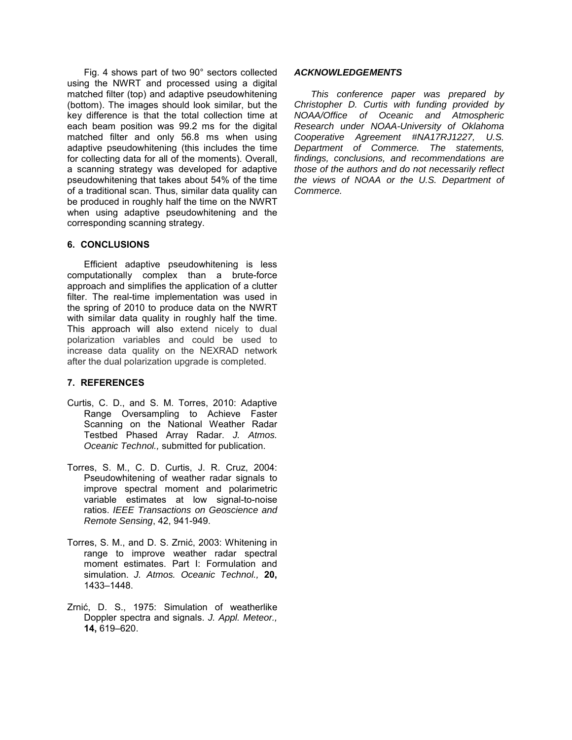Fig. 4 shows part of two 90° sectors collected using the NWRT and processed using a digital matched filter (top) and adaptive pseudowhitening (bottom). The images should look similar, but the key difference is that the total collection time at each beam position was 99.2 ms for the digital matched filter and only 56.8 ms when using adaptive pseudowhitening (this includes the time for collecting data for all of the moments). Overall, a scanning strategy was developed for adaptive pseudowhitening that takes about 54% of the time of a traditional scan. Thus, similar data quality can be produced in roughly half the time on the NWRT when using adaptive pseudowhitening and the corresponding scanning strategy.

## 6. CONCLUSIONS

Efficient adaptive pseudowhitening is less computationally complex than a brute-force approach and simplifies the application of a clutter filter. The real-time implementation was used in the spring of 2010 to produce data on the NWRT with similar data quality in roughly half the time. This approach will also extend nicely to dual polarization variables and could be used to increase data quality on the NEXRAD network after the dual polarization upgrade is completed.

## 7. REFERENCES

Curtis, C. D., and S. M. Torres, 2010: Adaptive Range Oversampling to Achieve Faster Scanning on the National Weather Radar Testbed Phased Array Radar. *J. Atmos. Oceanic Technol.,* submitted for publication.

Torres, S. M., C. D. Curtis, J. R. Cruz, 2004: Pseudowhitening of weather radar signals to improve spectral moment and polarimetric variable estimates at low signal-to-noise ratios. *IEEE Transactions on Geoscience and Remote Sensing*, 42, 941-949.

Torres, S. M., and D. S. Zrnić, 2003: Whitening in range to improve weather radar spectral moment estimates. Part I: Formulation and simulation. *J. Atmos. Oceanic Technol.,* **20,** 1433–1448.

Zrnić, D. S., 1975: Simulation of weatherlike Doppler spectra and signals. *J. Appl. Meteor.,* **14,** 619–620.

### *ACKNOWLEDGEMENTS*

*This conference paper was prepared by Christopher D. Curtis with funding provided by NOAA/Office of Oceanic and Atmospheric Research under NOAA-University of Oklahoma Cooperative Agreement #NA17RJ1227, U.S. Department of Commerce. The statements, findings, conclusions, and recommendations are those of the authors and do not necessarily reflect the views of NOAA or the U.S. Department of Commerce.*